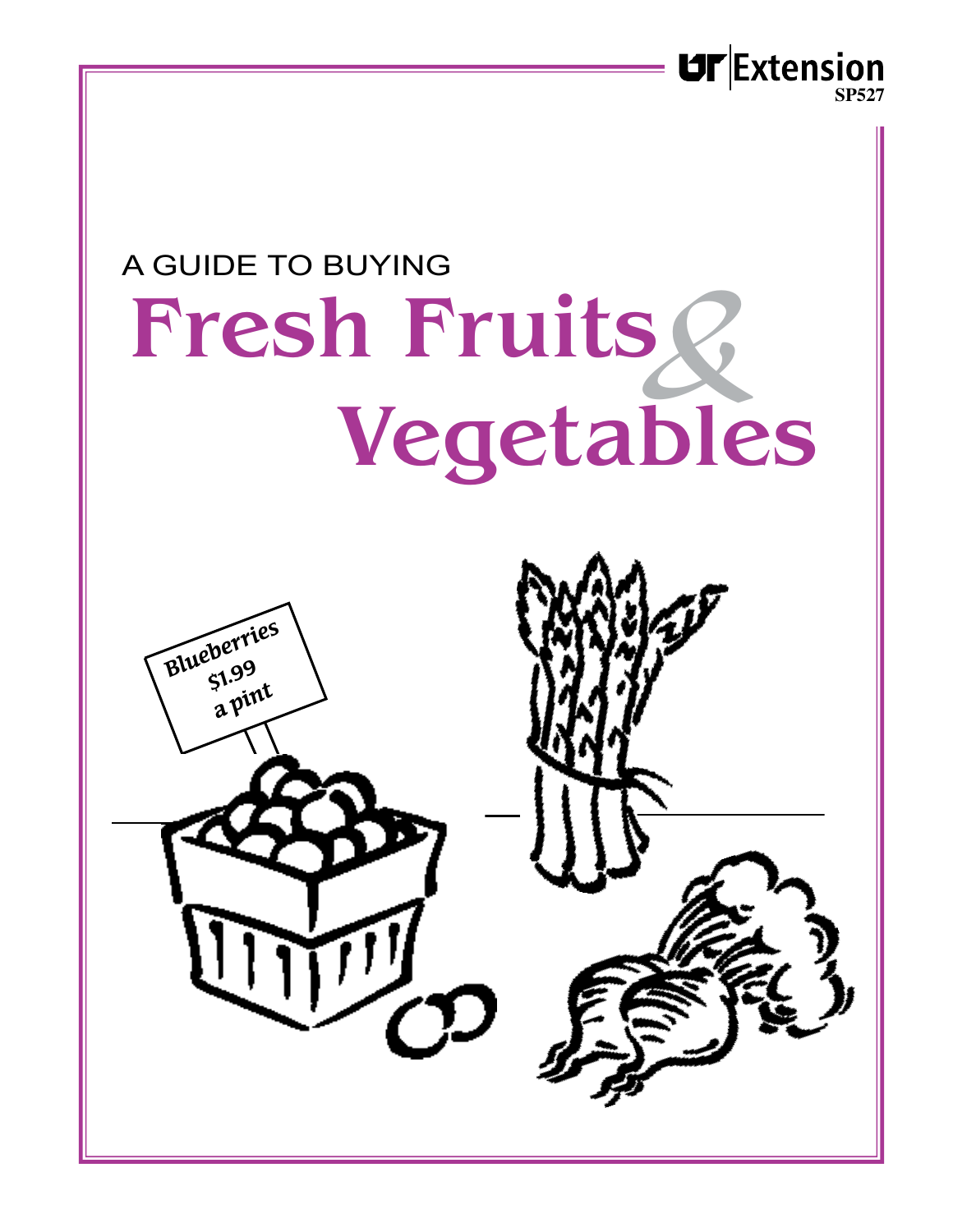UT Extension
SP527

A GUIDE TO BUYING

# Fresh Fruits & Vegetables

Blueberries
$1.99
a pint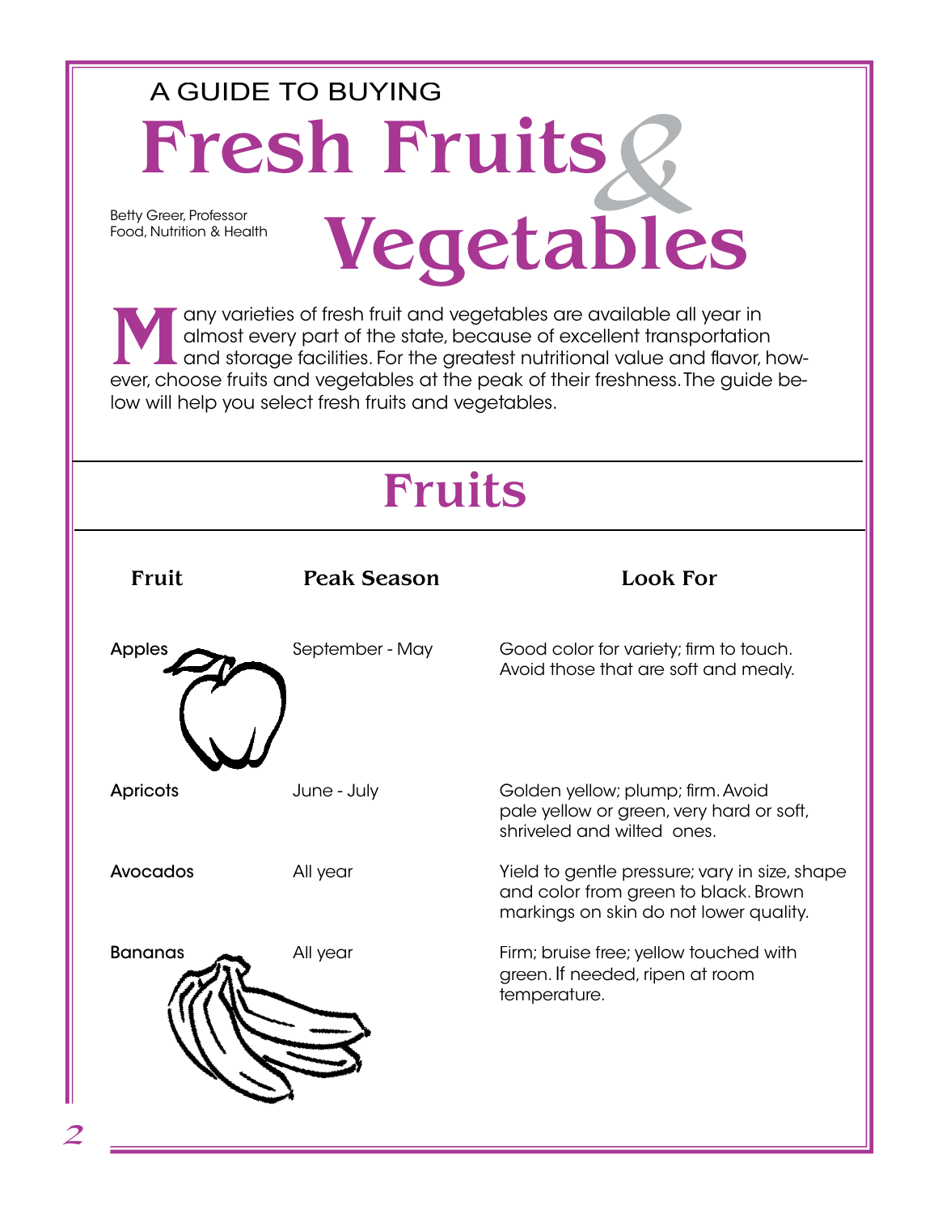A GUIDE TO BUYING

# Fresh Fruits & Vegetables

Betty Greer, Professor
Food, Nutrition & Health

Many varieties of fresh fruit and vegetables are available all year in almost every part of the state, because of excellent transportation and storage facilities. For the greatest nutritional value and flavor, however, choose fruits and vegetables at the peak of their freshness. The guide below will help you select fresh fruits and vegetables.

## Fruits

| Fruit | Peak Season | Look For |
| --- | --- | --- |
| Apples | September - May | Good color for variety; firm to touch. Avoid those that are soft and mealy. |
| Apricots | June - July | Golden yellow; plump; firm. Avoid pale yellow or green, very hard or soft, shriveled and wilted ones. |
| Avocados | All year | Yield to gentle pressure; vary in size, shape and color from green to black. Brown markings on skin do not lower quality. |
| Bananas | All year | Firm; bruise free; yellow touched with green. If needed, ripen at room temperature. |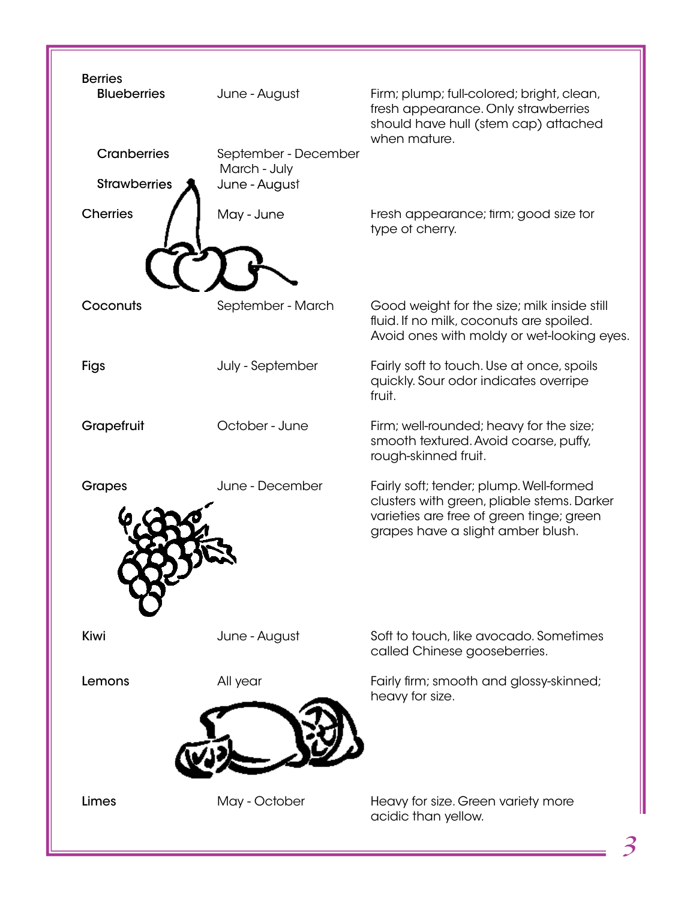| | | |
|---|---|---|
| Berries | | |
| Blueberries | June - August | Firm; plump; full-colored; bright, clean, fresh appearance. Only strawberries should have hull (stem cap) attached when mature. |
| Cranberries | September - December<br>March - July | |
| Strawberries | June - August | |
| Cherries | May - June | Fresh appearance; firm; good size for type of cherry. |
| Coconuts | September - March | Good weight for the size; milk inside still fluid. If no milk, coconuts are spoiled. Avoid ones with moldy or wet-looking eyes. |
| Figs | July - September | Fairly soft to touch. Use at once, spoils quickly. Sour odor indicates overripe fruit. |
| Grapefruit | October - June | Firm; well-rounded; heavy for the size; smooth textured. Avoid coarse, puffy, rough-skinned fruit. |
| Grapes | June - December | Fairly soft; tender; plump. Well-formed clusters with green, pliable stems. Darker varieties are free of green tinge; green grapes have a slight amber blush. |
| Kiwi | June - August | Soft to touch, like avocado. Sometimes called Chinese gooseberries. |
| Lemons | All year | Fairly firm; smooth and glossy-skinned; heavy for size. |
| Limes | May - October | Heavy for size. Green variety more acidic than yellow. |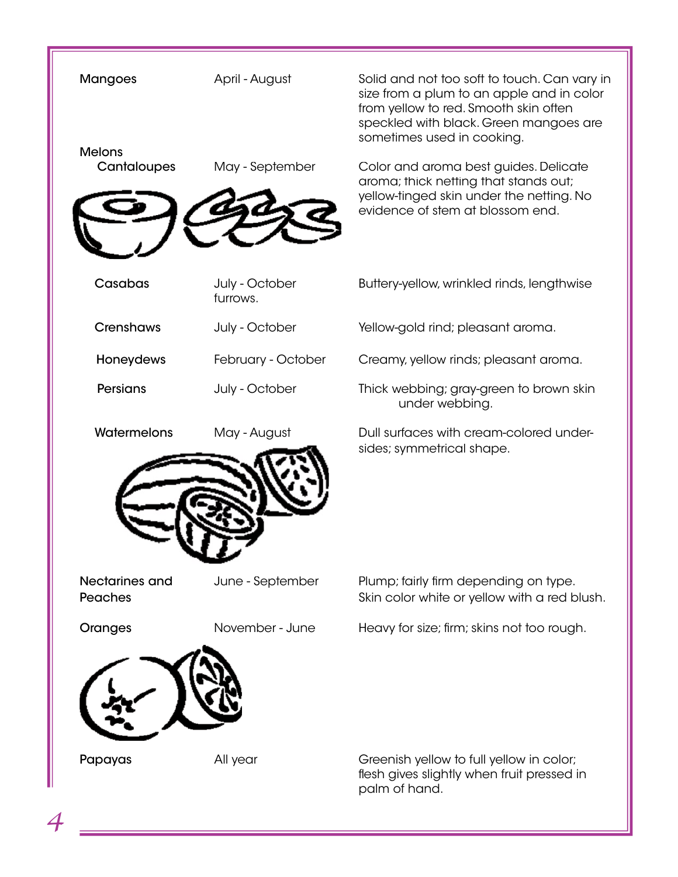| | | |
|---|---|---|
| Mangoes | April - August | Solid and not too soft to touch. Can vary in size from a plum to an apple and in color from yellow to red. Smooth skin often speckled with black. Green mangoes are sometimes used in cooking. |
| Melons | | |
| Cantaloupes | May - September | Color and aroma best guides. Delicate aroma; thick netting that stands out; yellow-tinged skin under the netting. No evidence of stem at blossom end. |
| Casabas | July - October | Buttery-yellow, wrinkled rinds, lengthwise furrows. |
| Crenshaws | July - October | Yellow-gold rind; pleasant aroma. |
| Honeydews | February - October | Creamy, yellow rinds; pleasant aroma. |
| Persians | July - October | Thick webbing; gray-green to brown skin under webbing. |
| Watermelons | May - August | Dull surfaces with cream-colored undersides; symmetrical shape. |
| Nectarines and Peaches | June - September | Plump; fairly firm depending on type. Skin color white or yellow with a red blush. |
| Oranges | November - June | Heavy for size; firm; skins not too rough. |
| Papayas | All year | Greenish yellow to full yellow in color; flesh gives slightly when fruit pressed in palm of hand. |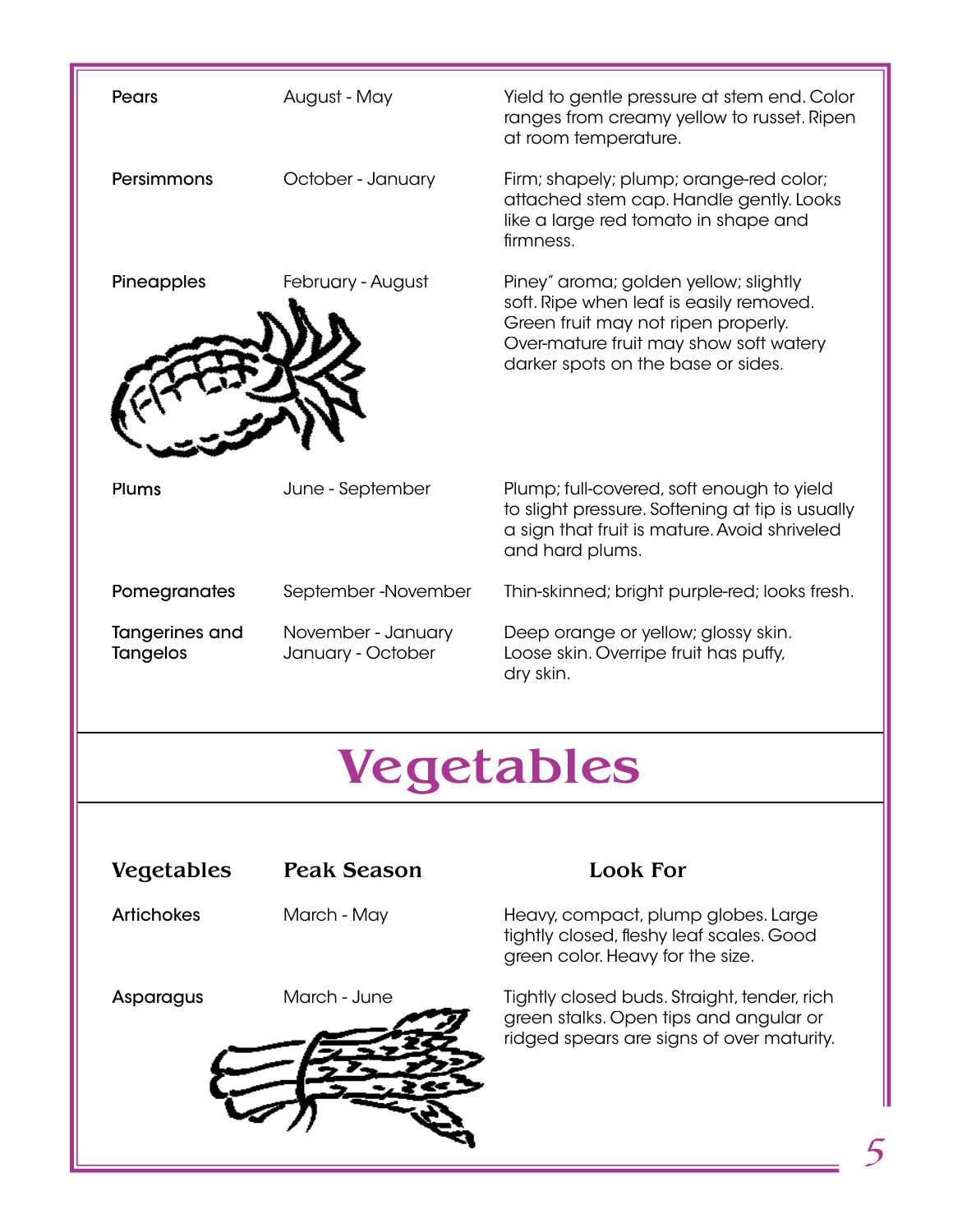| | | |
|---|---|---|
| Pears | August - May | Yield to gentle pressure at stem end. Color ranges from creamy yellow to russet. Ripen at room temperature. |
| Persimmons | October - January | Firm; shapely; plump; orange-red color; attached stem cap. Handle gently. Looks like a large red tomato in shape and firmness. |
| Pineapples | February - August | Piney" aroma; golden yellow; slightly soft. Ripe when leaf is easily removed. Green fruit may not ripen properly. Over-mature fruit may show soft watery darker spots on the base or sides. |
| Plums | June - September | Plump; full-covered, soft enough to yield to slight pressure. Softening at tip is usually a sign that fruit is mature. Avoid shriveled and hard plums. |
| Pomegranates | September -November | Thin-skinned; bright purple-red; looks fresh. |
| Tangerines and Tangelos | November - January January - October | Deep orange or yellow; glossy skin. Loose skin. Overripe fruit has puffy, dry skin. |

# Vegetables

| Vegetables | Peak Season | Look For |
|---|---|---|
| Artichokes | March - May | Heavy, compact, plump globes. Large tightly closed, fleshy leaf scales. Good green color. Heavy for the size. |
| Asparagus | March - June | Tightly closed buds. Straight, tender, rich green stalks. Open tips and angular or ridged spears are signs of over maturity. |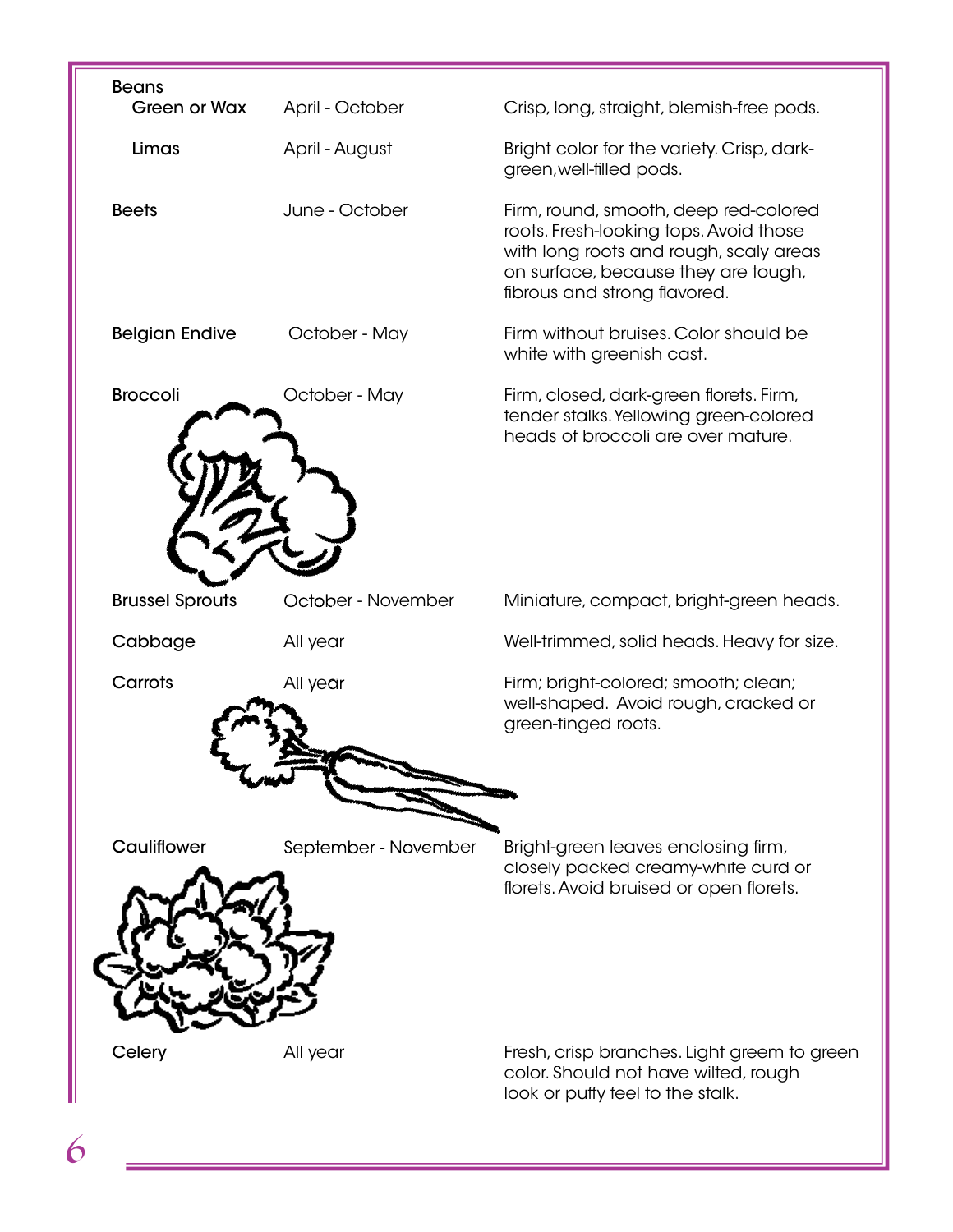| | | |
|---|---|---|
| Beans | | |
| Green or Wax | April - October | Crisp, long, straight, blemish-free pods. |
| Limas | April - August | Bright color for the variety. Crisp, dark-green,well-filled pods. |
| Beets | June - October | Firm, round, smooth, deep red-colored roots. Fresh-looking tops. Avoid those with long roots and rough, scaly areas on surface, because they are tough, fibrous and strong flavored. |
| Belgian Endive | October - May | Firm without bruises. Color should be white with greenish cast. |
| Broccoli | October - May | Firm, closed, dark-green florets. Firm, tender stalks. Yellowing green-colored heads of broccoli are over mature. |
| Brussel Sprouts | October - November | Miniature, compact, bright-green heads. |
| Cabbage | All year | Well-trimmed, solid heads. Heavy for size. |
| Carrots | All year | Firm; bright-colored; smooth; clean; well-shaped. Avoid rough, cracked or green-tinged roots. |
| Cauliflower | September - November | Bright-green leaves enclosing firm, closely packed creamy-white curd or florets. Avoid bruised or open florets. |
| Celery | All year | Fresh, crisp branches. Light greem to green color. Should not have wilted, rough look or puffy feel to the stalk. |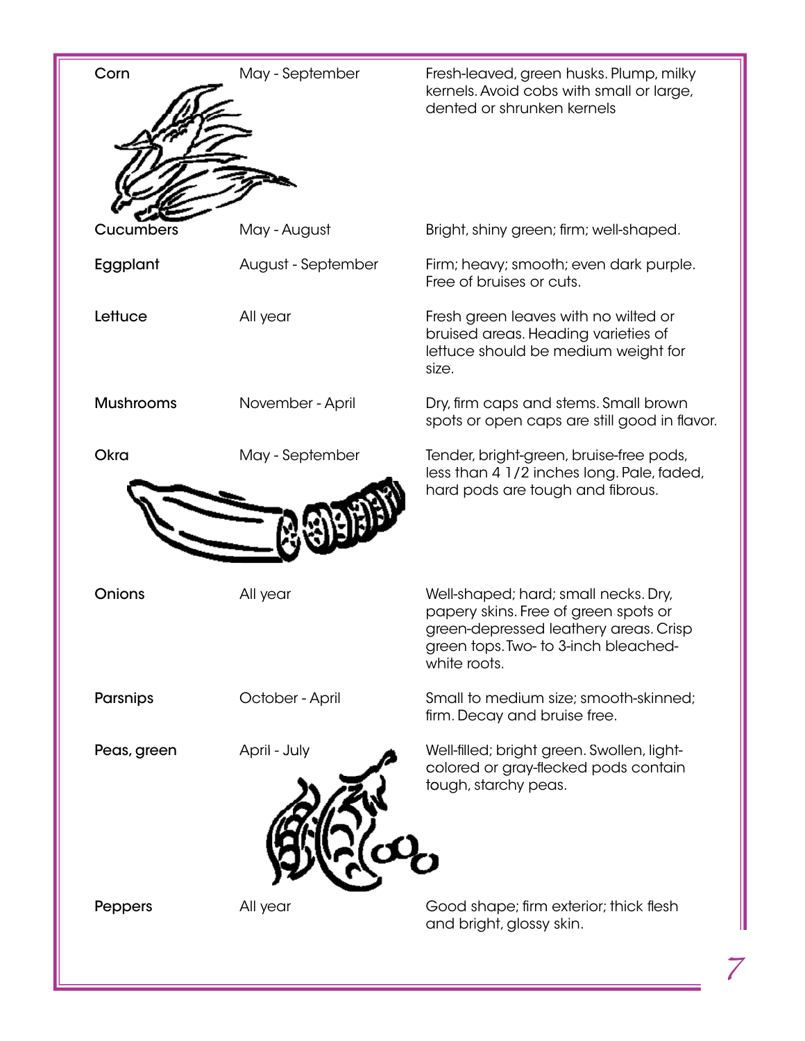| | | |
|---|---|---|
| Corn | May - September | Fresh-leaved, green husks. Plump, milky kernels. Avoid cobs with small or large, dented or shrunken kernels |
| Cucumbers | May - August | Bright, shiny green; firm; well-shaped. |
| Eggplant | August - September | Firm; heavy; smooth; even dark purple. Free of bruises or cuts. |
| Lettuce | All year | Fresh green leaves with no wilted or bruised areas. Heading varieties of lettuce should be medium weight for size. |
| Mushrooms | November - April | Dry, firm caps and stems. Small brown spots or open caps are still good in flavor. |
| Okra | May - September | Tender, bright-green, bruise-free pods, less than 4 1/2 inches long. Pale, faded, hard pods are tough and fibrous. |
| Onions | All year | Well-shaped; hard; small necks. Dry, papery skins. Free of green spots or green-depressed leathery areas. Crisp green tops. Two- to 3-inch bleached-white roots. |
| Parsnips | October - April | Small to medium size; smooth-skinned; firm. Decay and bruise free. |
| Peas, green | April - July | Well-filled; bright green. Swollen, light-colored or gray-flecked pods contain tough, starchy peas. |
| Peppers | All year | Good shape; firm exterior; thick flesh and bright, glossy skin. |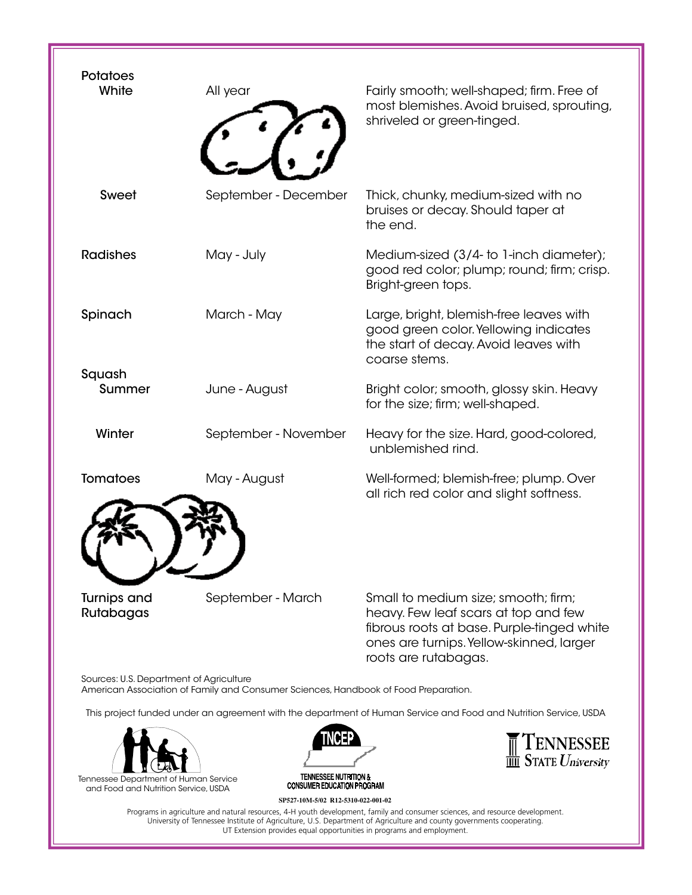| | | |
|---|---|---|
| Potatoes | | |
| White | All year | Fairly smooth; well-shaped; firm. Free of most blemishes. Avoid bruised, sprouting, shriveled or green-tinged. |
| Sweet | September - December | Thick, chunky, medium-sized with no bruises or decay. Should taper at the end. |
| Radishes | May - July | Medium-sized (3/4- to 1-inch diameter); good red color; plump; round; firm; crisp. Bright-green tops. |
| Spinach | March - May | Large, bright, blemish-free leaves with good green color. Yellowing indicates the start of decay. Avoid leaves with coarse stems. |
| Squash | | |
| Summer | June - August | Bright color; smooth, glossy skin. Heavy for the size; firm; well-shaped. |
| Winter | September - November | Heavy for the size. Hard, good-colored, unblemished rind. |
| Tomatoes | May - August | Well-formed; blemish-free; plump. Over all rich red color and slight softness. |
| Turnips and Rutabagas | September - March | Small to medium size; smooth; firm; heavy. Few leaf scars at top and few fibrous roots at base. Purple-tinged white ones are turnips. Yellow-skinned, larger roots are rutabagas. |

Sources: U.S. Department of Agriculture
American Association of Family and Consumer Sciences, Handbook of Food Preparation.

This project funded under an agreement with the department of Human Service and Food and Nutrition Service, USDA

Tennessee Department of Human Service and Food and Nutrition Service, USDA

TNCEP
TENNESSEE NUTRITION & CONSUMER EDUCATION PROGRAM

Tennessee State University

SP527-10M-5/02 R12-5310-022-001-02

Programs in agriculture and natural resources, 4-H youth development, family and consumer sciences, and resource development.
University of Tennessee Institute of Agriculture, U.S. Department of Agriculture and county governments cooperating.
UT Extension provides equal opportunities in programs and employment.